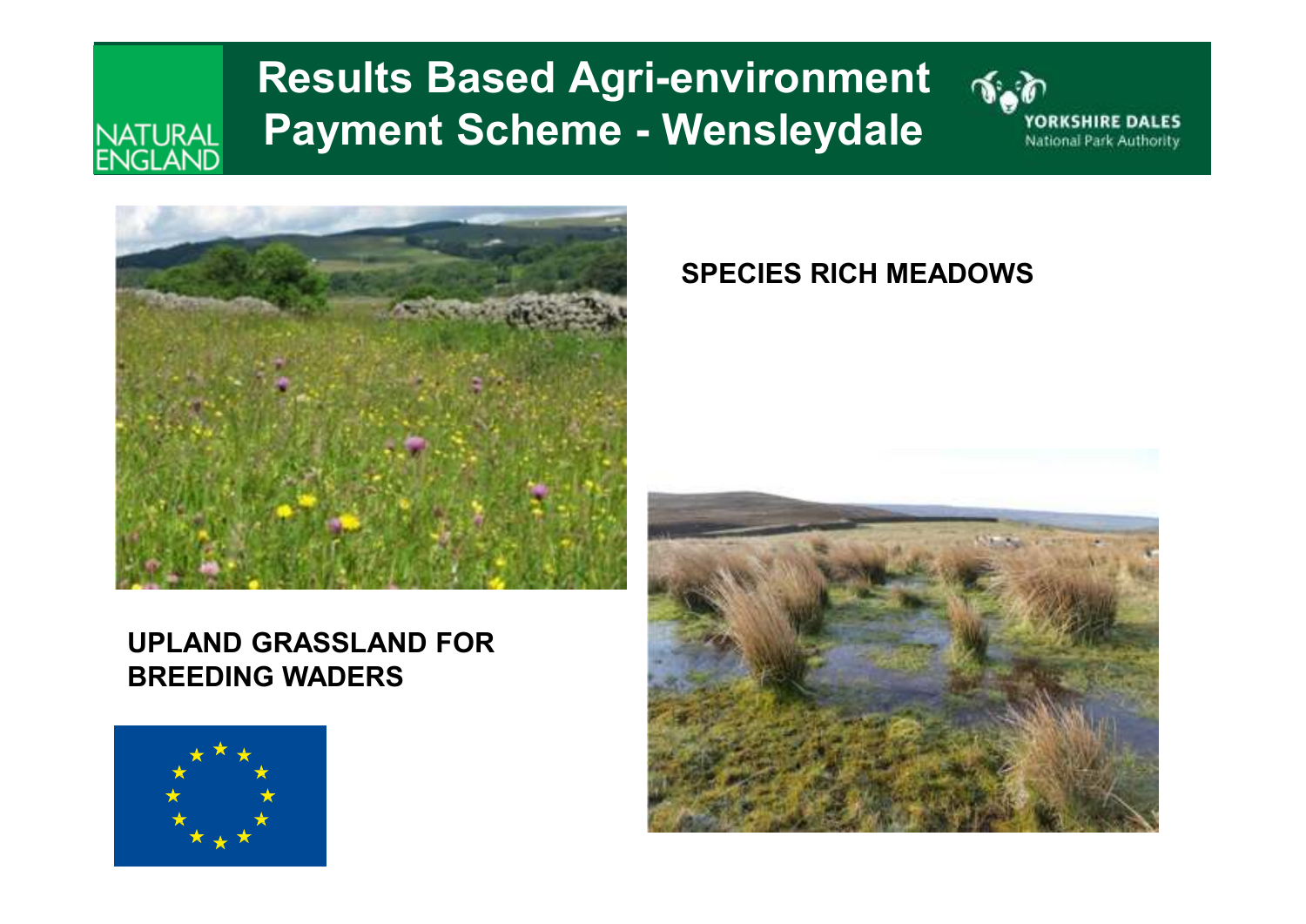# Results Based Agri-environment Payment Scheme - Wensleydale

NATURAL ENGLAND

YORKSHIRE DALES National Park Authority

**SPECIES RICH MEADOWS**

**UPLAND GRASSLAND FOR BREEDING WADERS**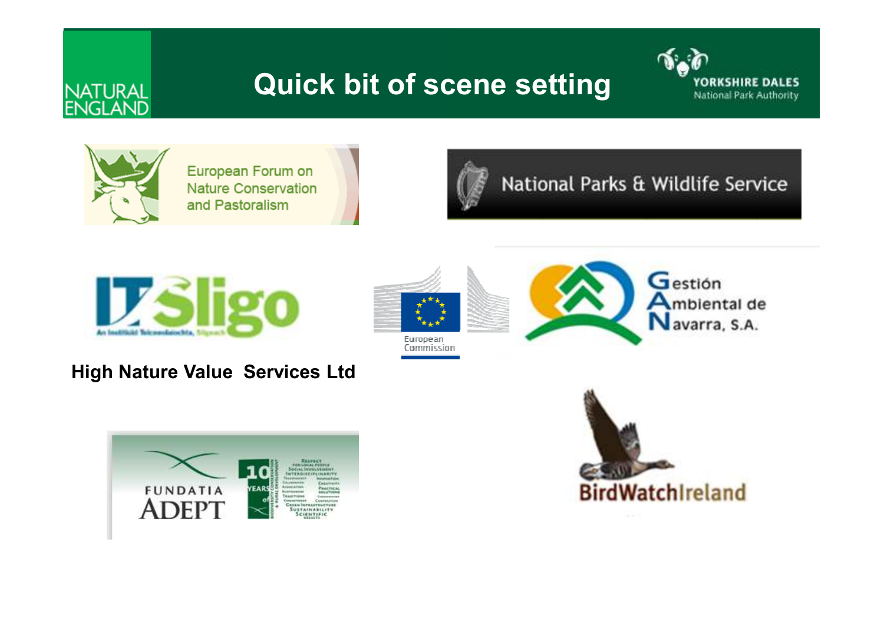# Quick bit of scene setting

NATURAL ENGLAND

YORKSHIRE DALES National Park Authority

European Forum on Nature Conservation and Pastoralism

National Parks & Wildlife Service

IT Sligo

An Institiúid Teicneolaíochta, Sligeach

European Commission

Gestión Ambiental de Navarra, S.A.

**High Nature Value Services Ltd**

FUNDATIA ADEPT

BirdWatchIreland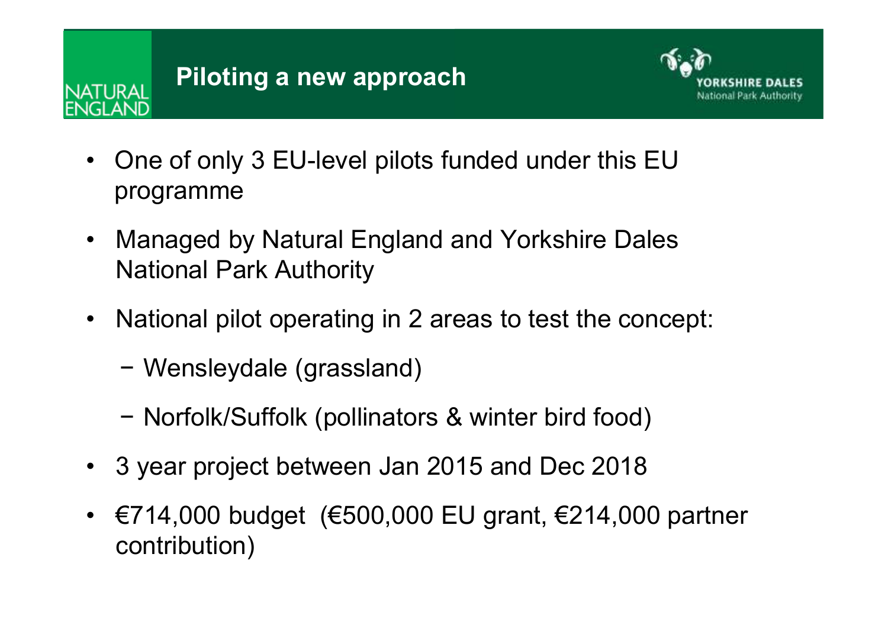# Piloting a new approach

- One of only 3 EU-level pilots funded under this EU programme
- Managed by Natural England and Yorkshire Dales National Park Authority
- National pilot operating in 2 areas to test the concept:
  - Wensleydale (grassland)
  - Norfolk/Suffolk (pollinators & winter bird food)
- 3 year project between Jan 2015 and Dec 2018
- €714,000 budget (€500,000 EU grant, €214,000 partner contribution)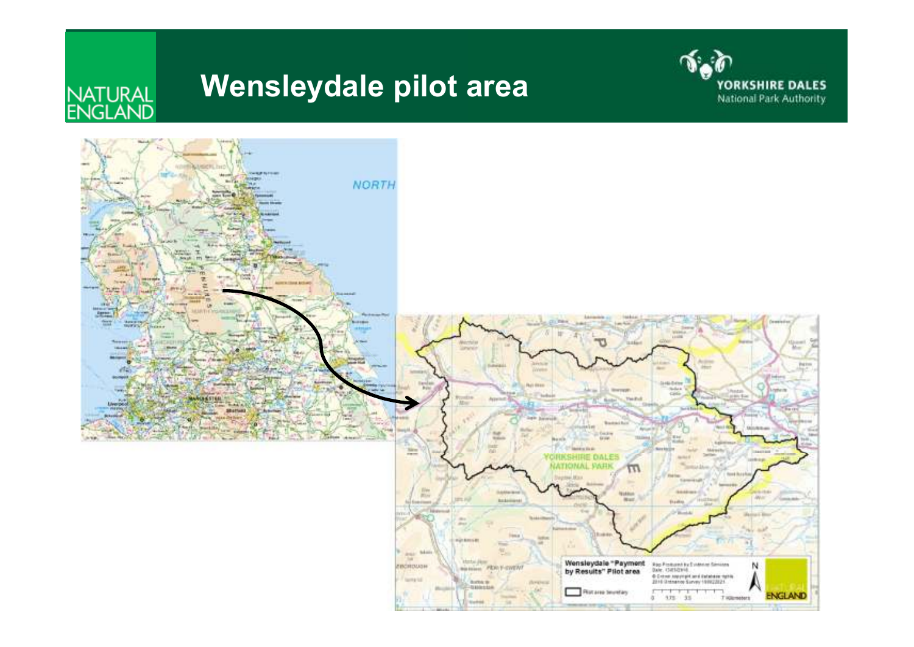# Wensleydale pilot area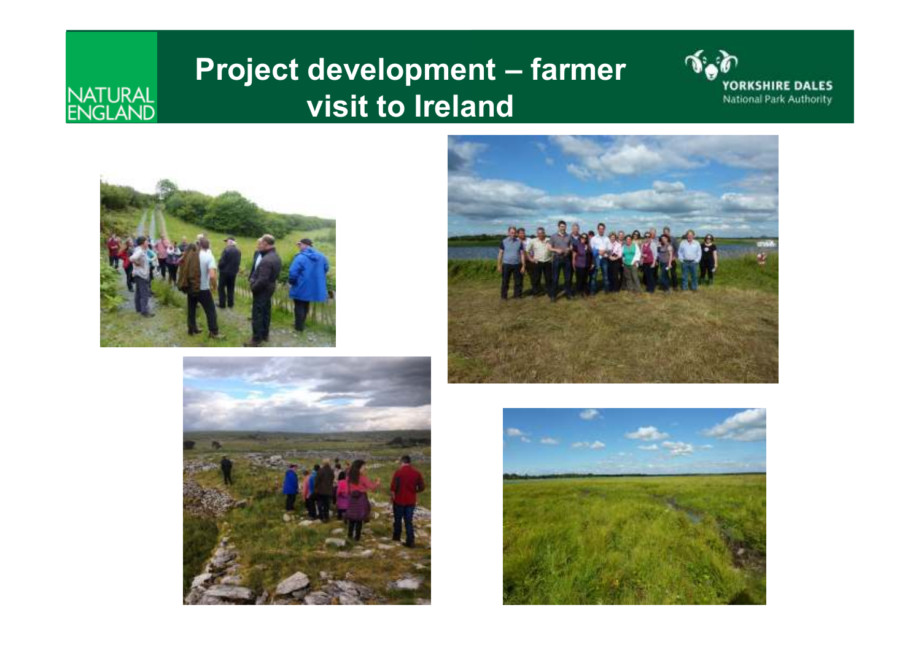# Project development – farmer visit to Ireland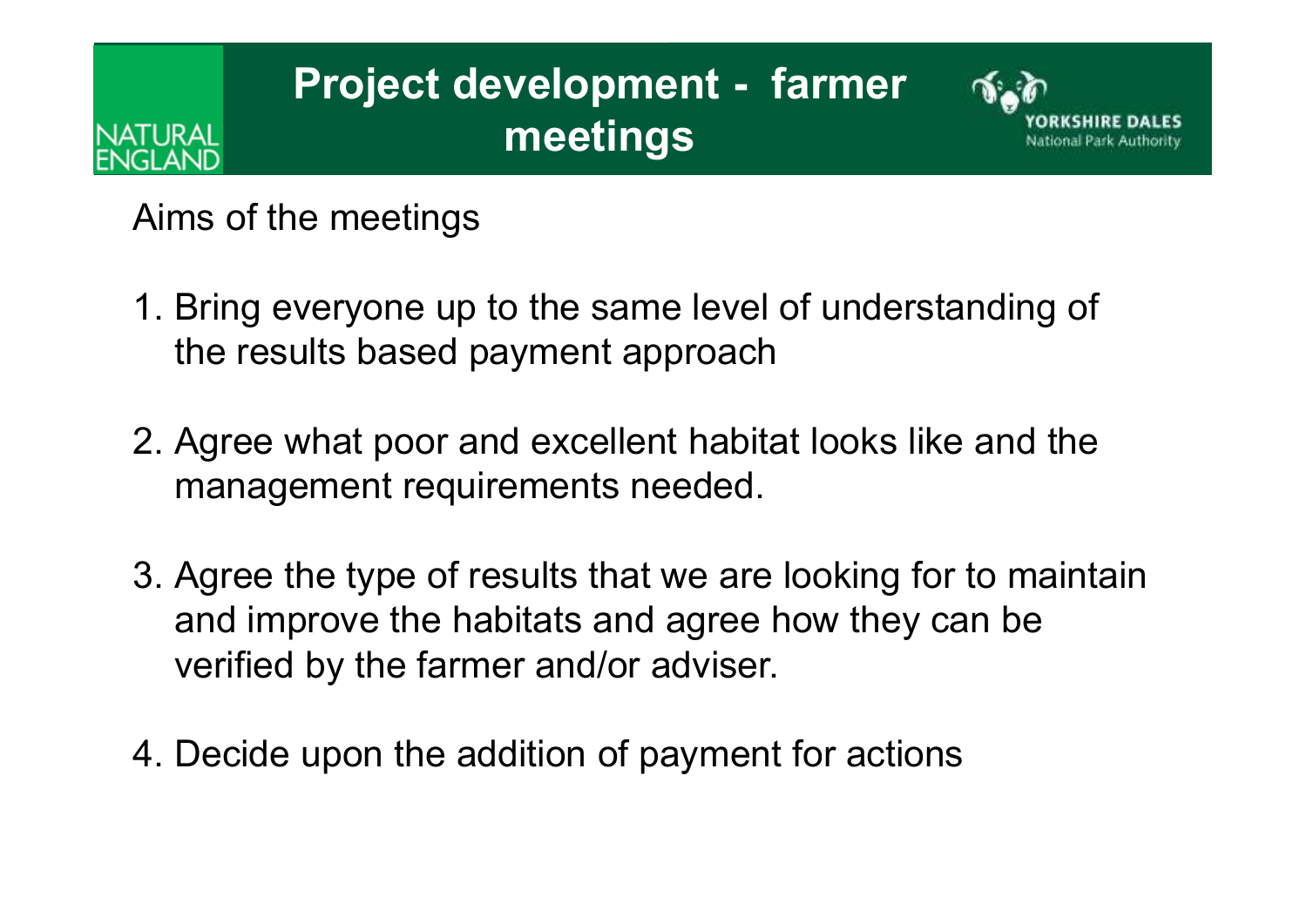# Project development - farmer meetings

Aims of the meetings

1. Bring everyone up to the same level of understanding of the results based payment approach

2. Agree what poor and excellent habitat looks like and the management requirements needed.

3. Agree the type of results that we are looking for to maintain and improve the habitats and agree how they can be verified by the farmer and/or adviser.

4. Decide upon the addition of payment for actions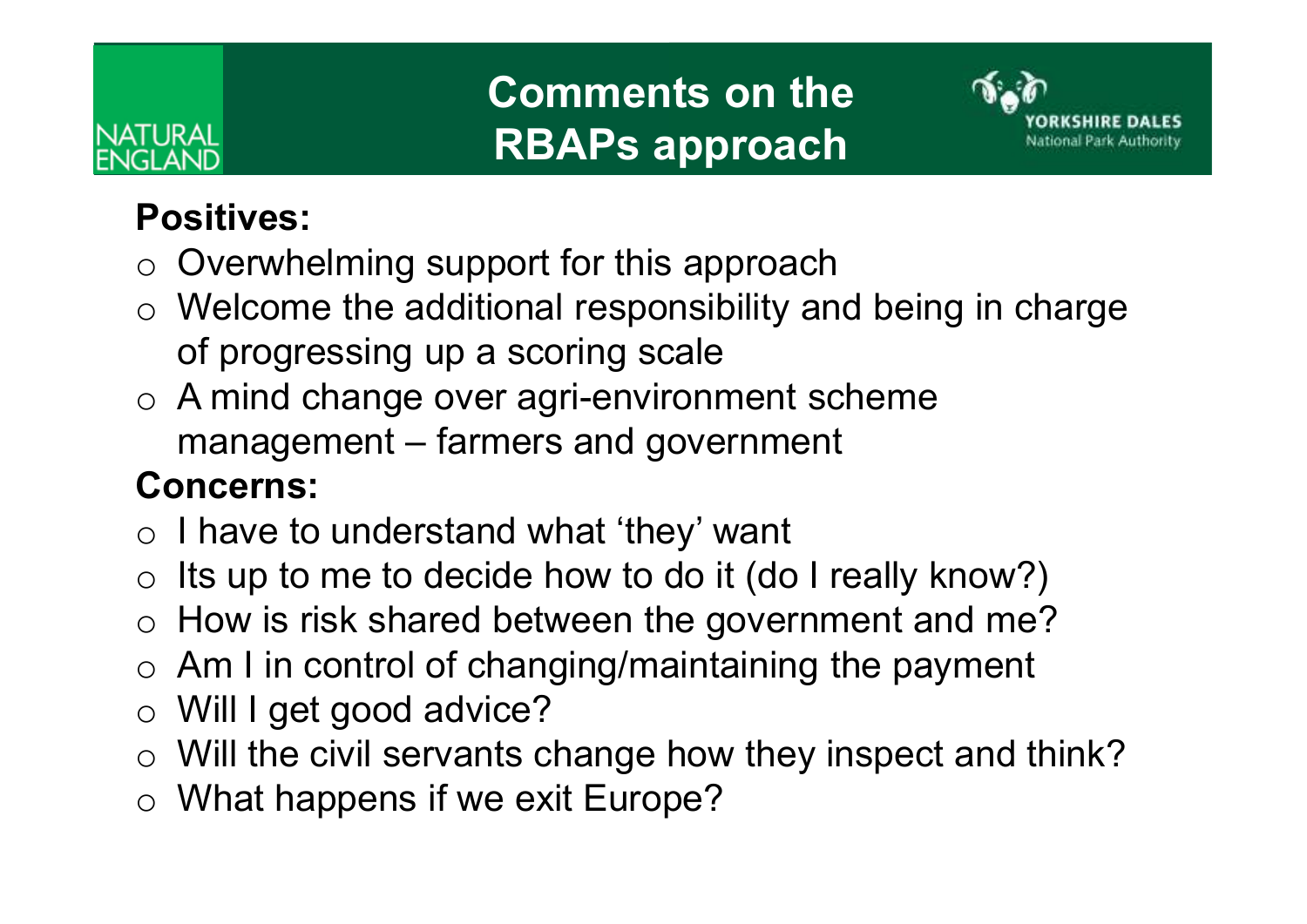# Comments on the RBAPs approach

**Positives:**

- Overwhelming support for this approach
- Welcome the additional responsibility and being in charge of progressing up a scoring scale
- A mind change over agri-environment scheme management – farmers and government

**Concerns:**

- I have to understand what 'they' want
- Its up to me to decide how to do it (do I really know?)
- How is risk shared between the government and me?
- Am I in control of changing/maintaining the payment
- Will I get good advice?
- Will the civil servants change how they inspect and think?
- What happens if we exit Europe?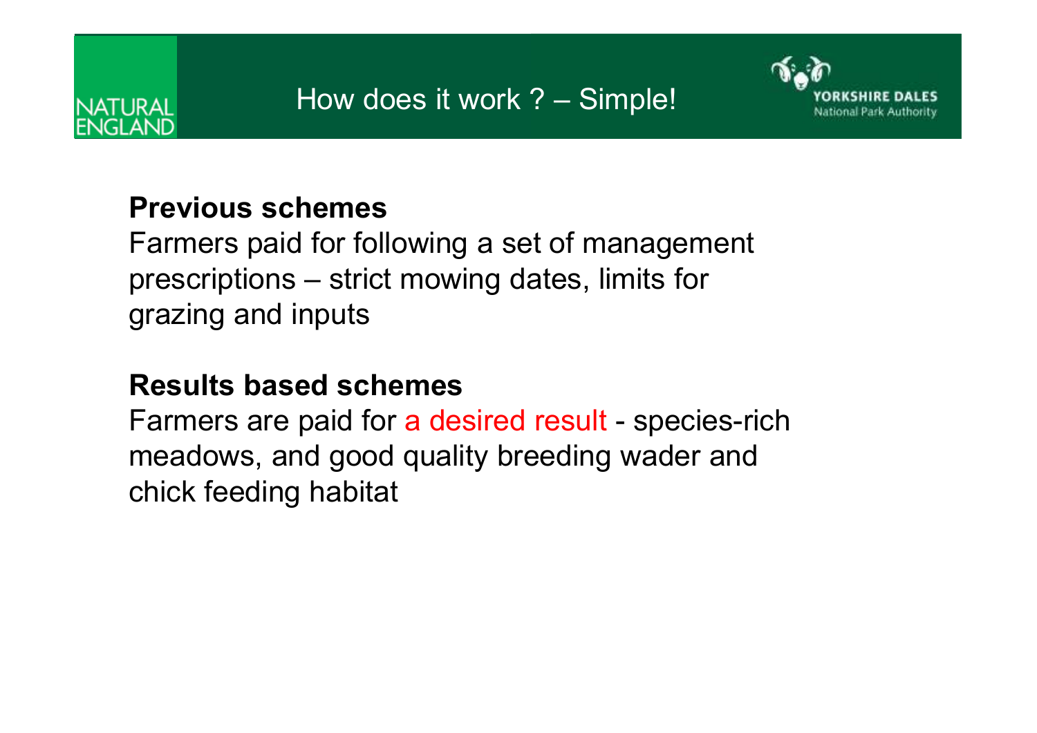# How does it work ? – Simple!

**Previous schemes**

Farmers paid for following a set of management prescriptions – strict mowing dates, limits for grazing and inputs

**Results based schemes**

Farmers are paid for a desired result - species-rich meadows, and good quality breeding wader and chick feeding habitat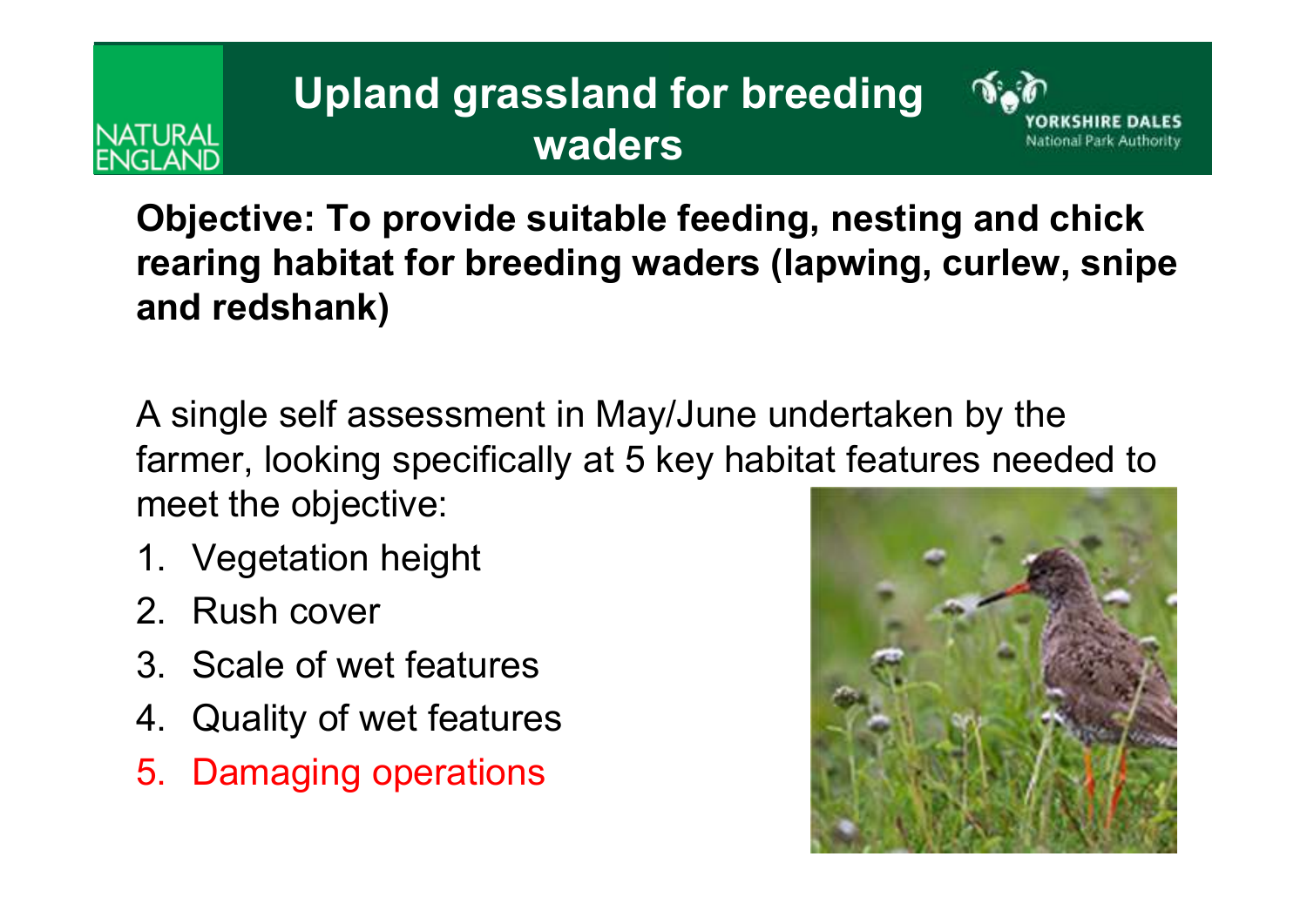# Upland grassland for breeding waders

**Objective: To provide suitable feeding, nesting and chick rearing habitat for breeding waders (lapwing, curlew, snipe and redshank)**

A single self assessment in May/June undertaken by the farmer, looking specifically at 5 key habitat features needed to meet the objective:

1. Vegetation height
2. Rush cover
3. Scale of wet features
4. Quality of wet features
5. Damaging operations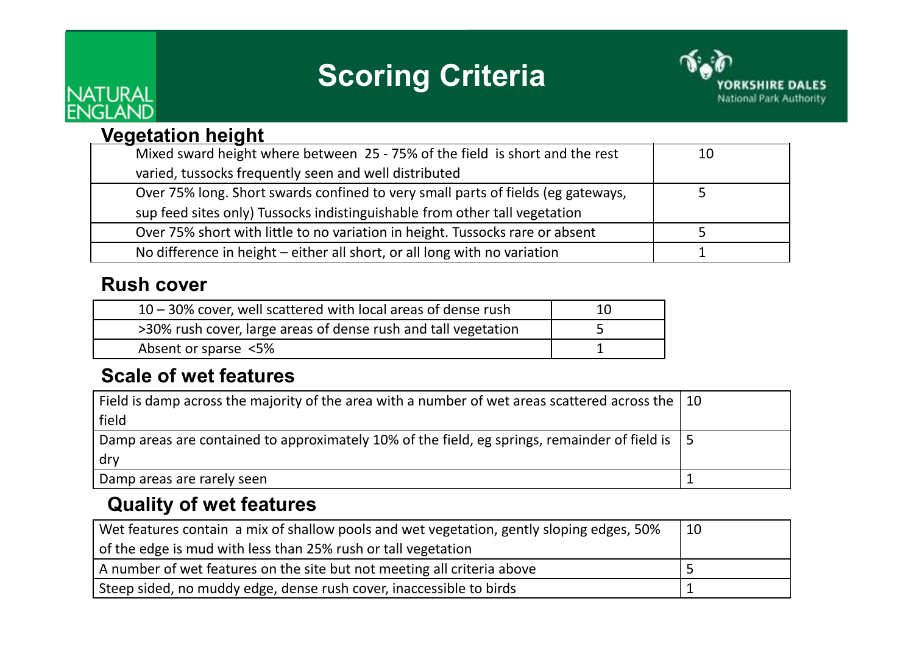# Scoring Criteria

NATURAL ENGLAND

YORKSHIRE DALES National Park Authority

## Vegetation height

| Criteria | Score |
|---|---|
| Mixed sward height where between 25 - 75% of the field is short and the rest varied, tussocks frequently seen and well distributed | 10 |
| Over 75% long. Short swards confined to very small parts of fields (eg gateways, sup feed sites only) Tussocks indistinguishable from other tall vegetation | 5 |
| Over 75% short with little to no variation in height. Tussocks rare or absent | 5 |
| No difference in height – either all short, or all long with no variation | 1 |

## Rush cover

| Criteria | Score |
|---|---|
| 10 – 30% cover, well scattered with local areas of dense rush | 10 |
| >30% rush cover, large areas of dense rush and tall vegetation | 5 |
| Absent or sparse <5% | 1 |

## Scale of wet features

| Criteria | Score |
|---|---|
| Field is damp across the majority of the area with a number of wet areas scattered across the field | 10 |
| Damp areas are contained to approximately 10% of the field, eg springs, remainder of field is dry | 5 |
| Damp areas are rarely seen | 1 |

## Quality of wet features

| Criteria | Score |
|---|---|
| Wet features contain a mix of shallow pools and wet vegetation, gently sloping edges, 50% of the edge is mud with less than 25% rush or tall vegetation | 10 |
| A number of wet features on the site but not meeting all criteria above | 5 |
| Steep sided, no muddy edge, dense rush cover, inaccessible to birds | 1 |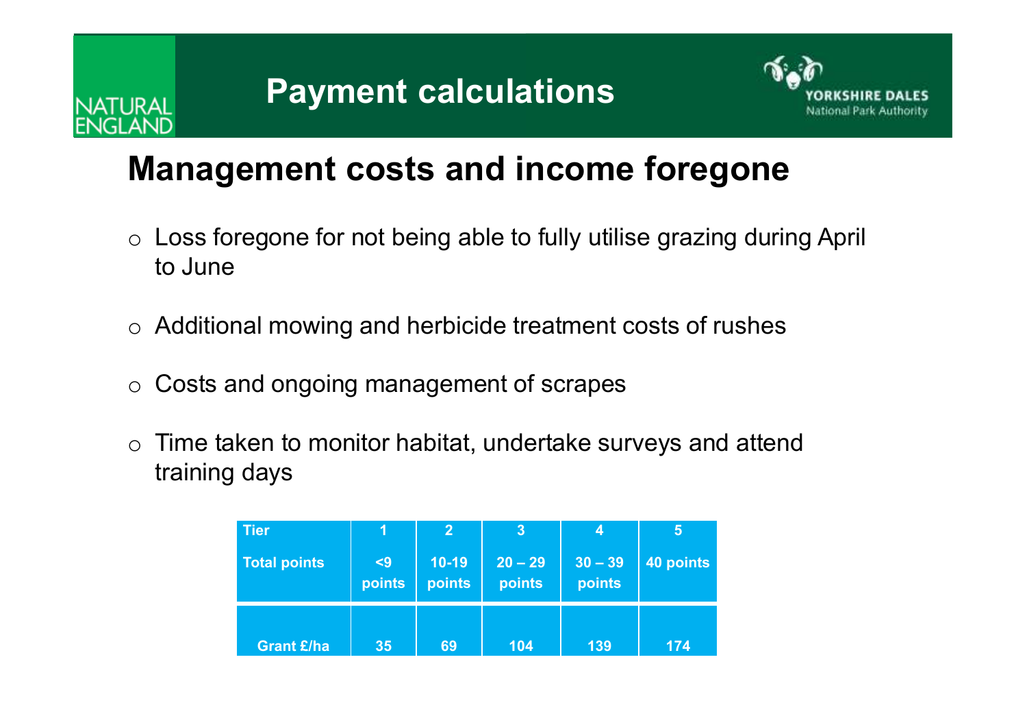# Payment calculations

## Management costs and income foregone

- Loss foregone for not being able to fully utilise grazing during April to June
- Additional mowing and herbicide treatment costs of rushes
- Costs and ongoing management of scrapes
- Time taken to monitor habitat, undertake surveys and attend training days

| Tier<br>Total points | 1<br><9 points | 2<br>10-19 points | 3<br>20 – 29 points | 4<br>30 – 39 points | 5<br>40 points |
|---|---|---|---|---|---|
| Grant £/ha | 35 | 69 | 104 | 139 | 174 |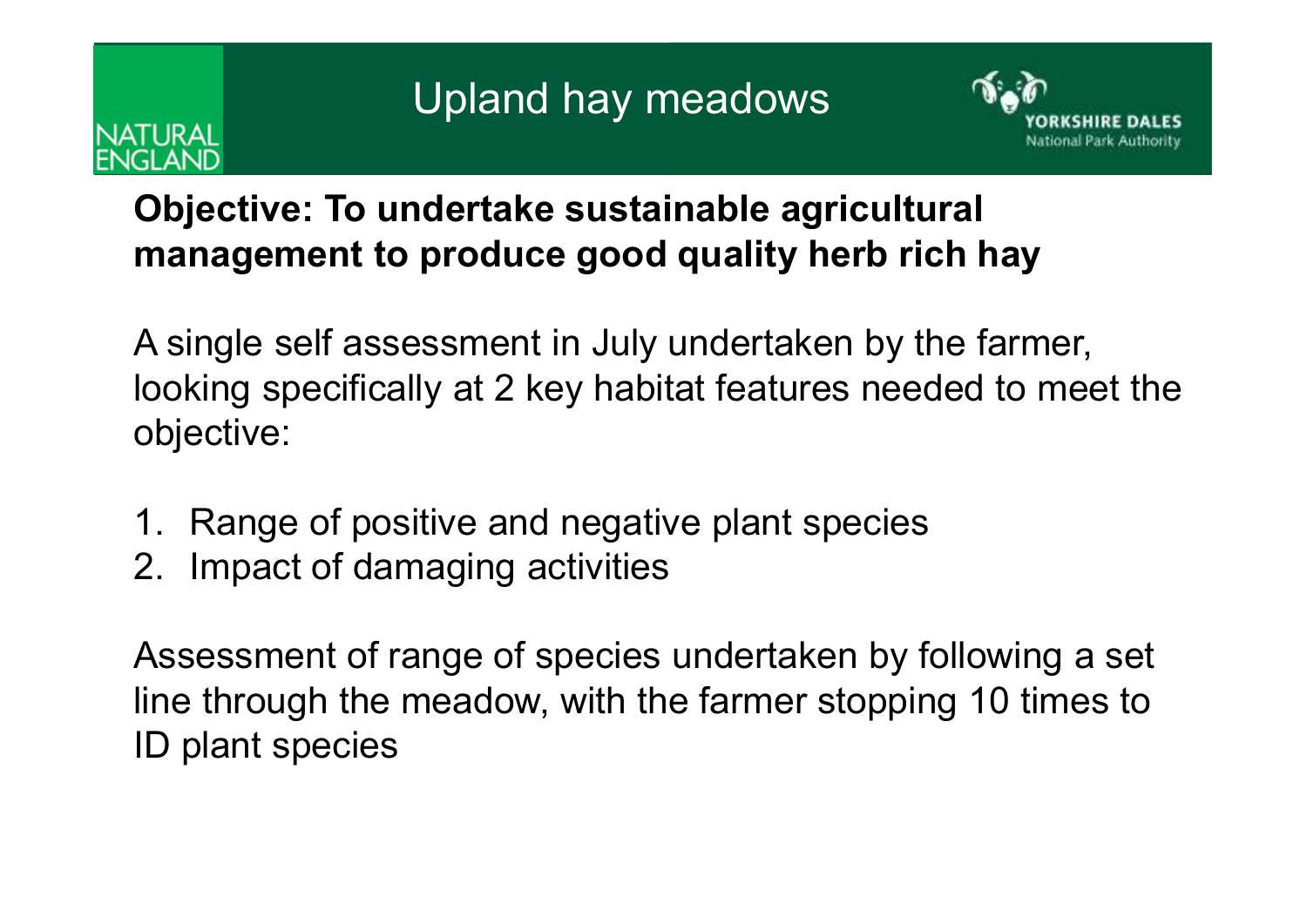# Upland hay meadows

**Objective: To undertake sustainable agricultural management to produce good quality herb rich hay**

A single self assessment in July undertaken by the farmer, looking specifically at 2 key habitat features needed to meet the objective:

1. Range of positive and negative plant species
2. Impact of damaging activities

Assessment of range of species undertaken by following a set line through the meadow, with the farmer stopping 10 times to ID plant species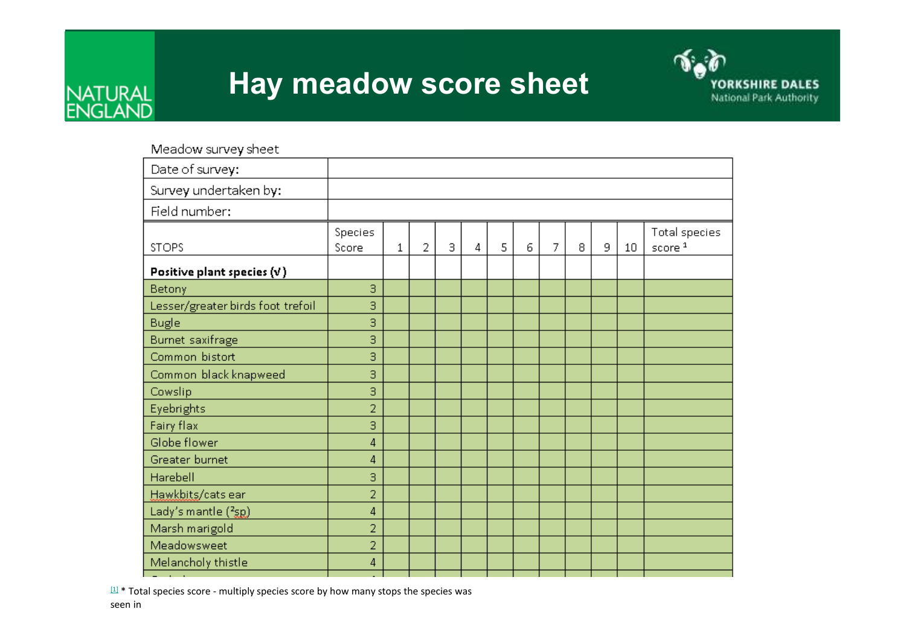# Hay meadow score sheet

NATURAL ENGLAND

YORKSHIRE DALES National Park Authority

Meadow survey sheet

| Date of survey: | |
|---|---|
| Survey undertaken by: | |
| Field number: | |

| STOPS | Species Score | 1 | 2 | 3 | 4 | 5 | 6 | 7 | 8 | 9 | 10 | Total species score [1] |
|---|---|---|---|---|---|---|---|---|---|---|---|---|
| **Positive plant species (√)** | | | | | | | | | | | | |
| Betony | 3 | | | | | | | | | | | |
| Lesser/greater birds foot trefoil | 3 | | | | | | | | | | | |
| Bugle | 3 | | | | | | | | | | | |
| Burnet saxifrage | 3 | | | | | | | | | | | |
| Common bistort | 3 | | | | | | | | | | | |
| Common black knapweed | 3 | | | | | | | | | | | |
| Cowslip | 3 | | | | | | | | | | | |
| Eyebrights | 2 | | | | | | | | | | | |
| Fairy flax | 3 | | | | | | | | | | | |
| Globe flower | 4 | | | | | | | | | | | |
| Greater burnet | 4 | | | | | | | | | | | |
| Harebell | 3 | | | | | | | | | | | |
| Hawkbits/cats ear | 2 | | | | | | | | | | | |
| Lady's mantle ([2]sp) | 4 | | | | | | | | | | | |
| Marsh marigold | 2 | | | | | | | | | | | |
| Meadowsweet | 2 | | | | | | | | | | | |
| Melancholy thistle | 4 | | | | | | | | | | | |

[1] * Total species score - multiply species score by how many stops the species was seen in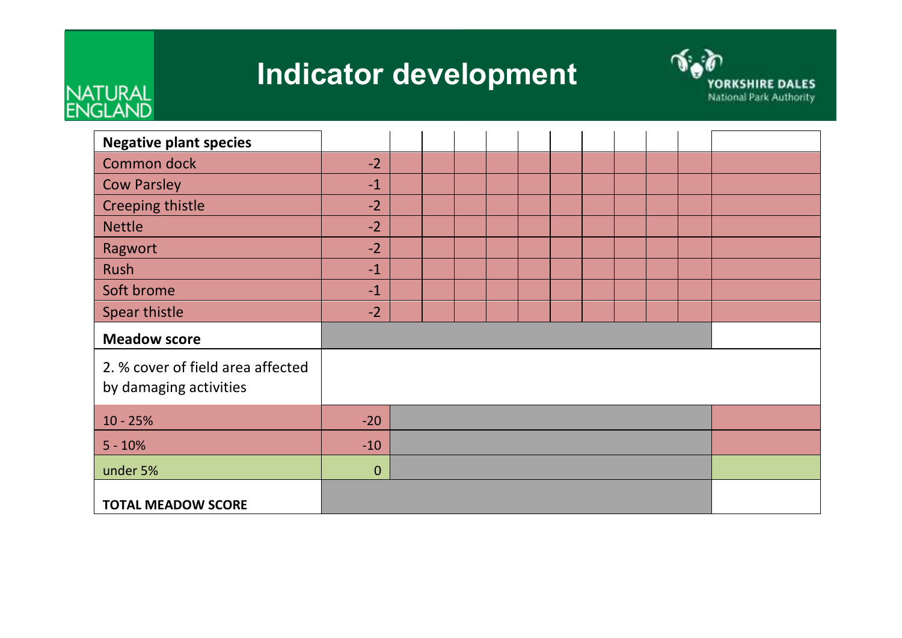# Indicator development

| Negative plant species | | | | | | | | | | | | |
|---|---|---|---|---|---|---|---|---|---|---|---|---|
| Common dock | -2 | | | | | | | | | | | |
| Cow Parsley | -1 | | | | | | | | | | | |
| Creeping thistle | -2 | | | | | | | | | | | |
| Nettle | -2 | | | | | | | | | | | |
| Ragwort | -2 | | | | | | | | | | | |
| Rush | -1 | | | | | | | | | | | |
| Soft brome | -1 | | | | | | | | | | | |
| Spear thistle | -2 | | | | | | | | | | | |
| **Meadow score** | | | | | | | | | | | | |
| 2. % cover of field area affected by damaging activities | | | | | | | | | | | | |
| 10 - 25% | -20 | | | | | | | | | | | |
| 5 - 10% | -10 | | | | | | | | | | | |
| under 5% | 0 | | | | | | | | | | | |
| **TOTAL MEADOW SCORE** | | | | | | | | | | | | |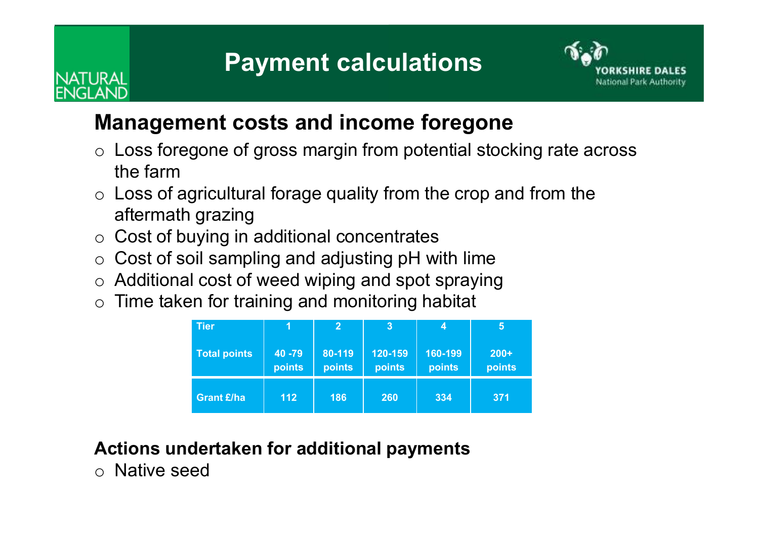# Payment calculations

## Management costs and income foregone

- Loss foregone of gross margin from potential stocking rate across the farm
- Loss of agricultural forage quality from the crop and from the aftermath grazing
- Cost of buying in additional concentrates
- Cost of soil sampling and adjusting pH with lime
- Additional cost of weed wiping and spot spraying
- Time taken for training and monitoring habitat

| Tier | 1 | 2 | 3 | 4 | 5 |
|---|---|---|---|---|---|
| Total points | 40 -79 points | 80-119 points | 120-159 points | 160-199 points | 200+ points |
| Grant £/ha | 112 | 186 | 260 | 334 | 371 |

## Actions undertaken for additional payments

- Native seed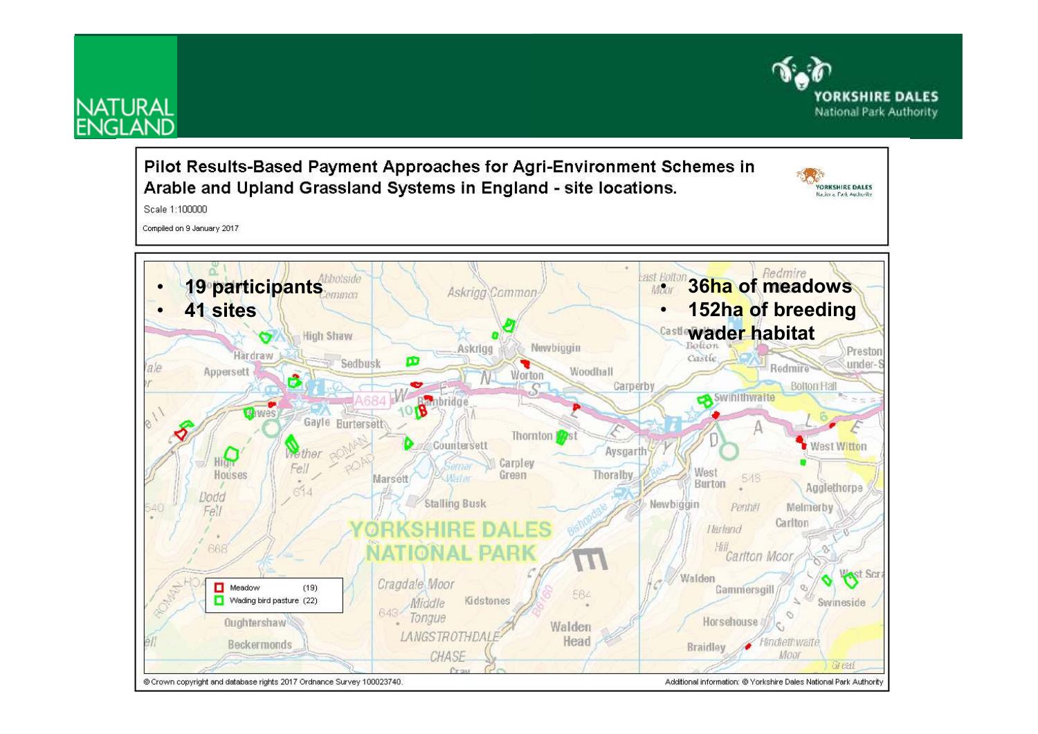**Pilot Results-Based Payment Approaches for Agri-Environment Schemes in Arable and Upland Grassland Systems in England - site locations.**

Scale 1:100000

Compiled on 9 January 2017

- **19 participants**
- **41 sites**

- **36ha of meadows**
- **152ha of breeding wader habitat**

| Key | Count |
|---|---|
| Meadow | (19) |
| Wading bird pasture | (22) |

© Crown copyright and database rights 2017 Ordnance Survey 100023740.

Additional information: © Yorkshire Dales National Park Authority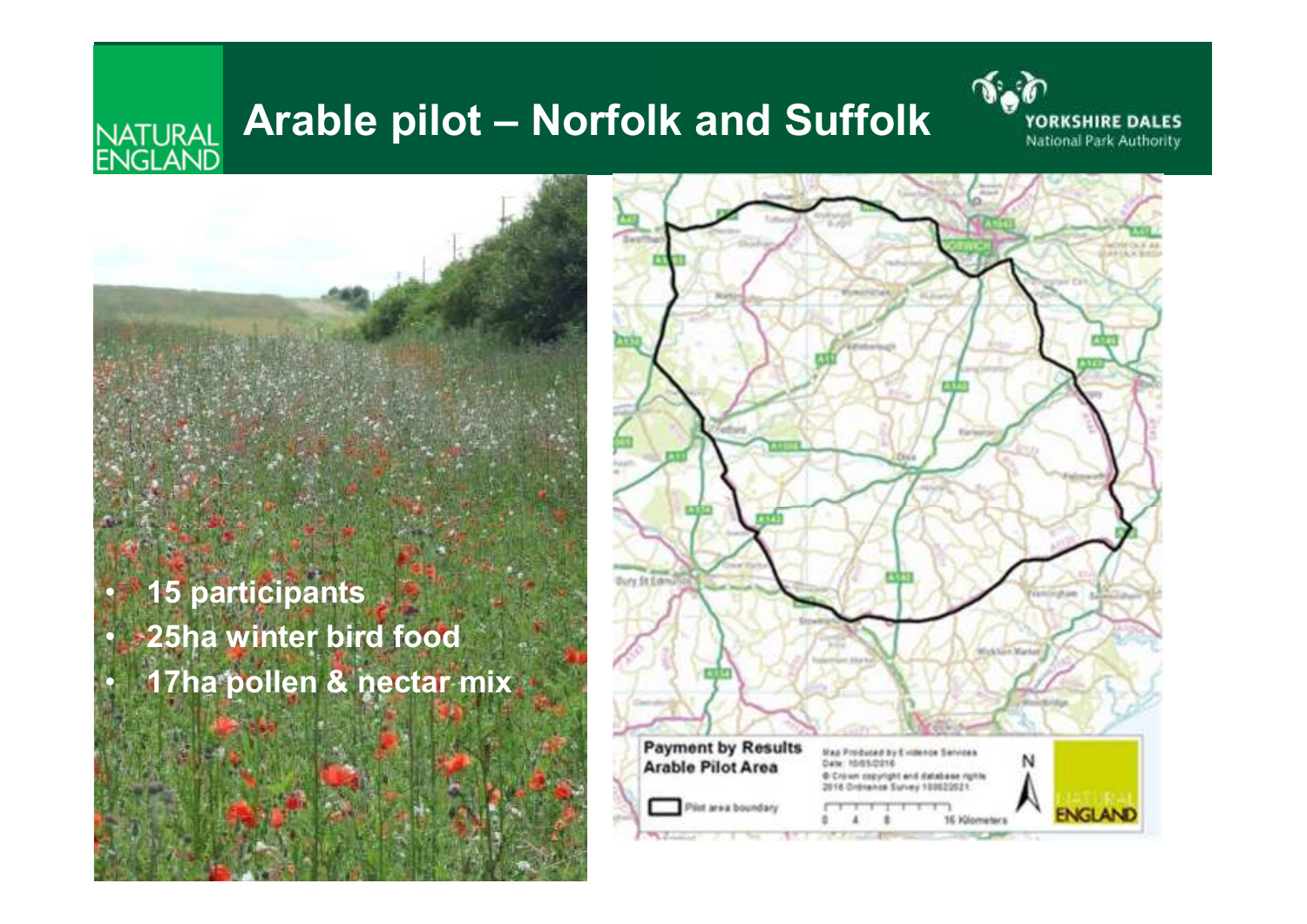# Arable pilot – Norfolk and Suffolk

- 15 participants
- 25ha winter bird food
- 17ha pollen & nectar mix

Payment by Results Arable Pilot Area

Pilot area boundary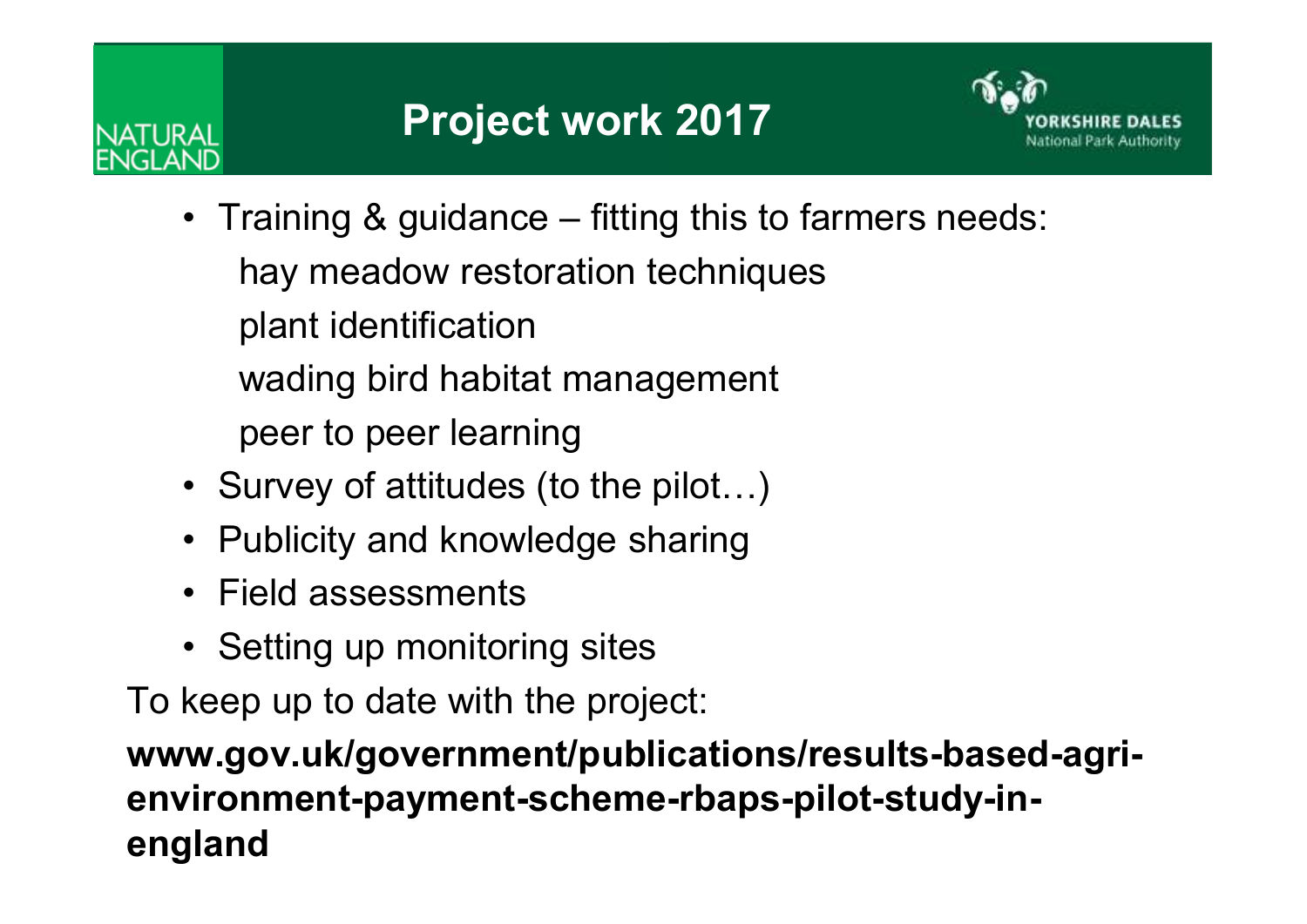# Project work 2017

- Training & guidance – fitting this to farmers needs:
  - hay meadow restoration techniques
  - plant identification
  - wading bird habitat management
  - peer to peer learning
- Survey of attitudes (to the pilot…)
- Publicity and knowledge sharing
- Field assessments
- Setting up monitoring sites

To keep up to date with the project:

**www.gov.uk/government/publications/results-based-agri-environment-payment-scheme-rbaps-pilot-study-in-england**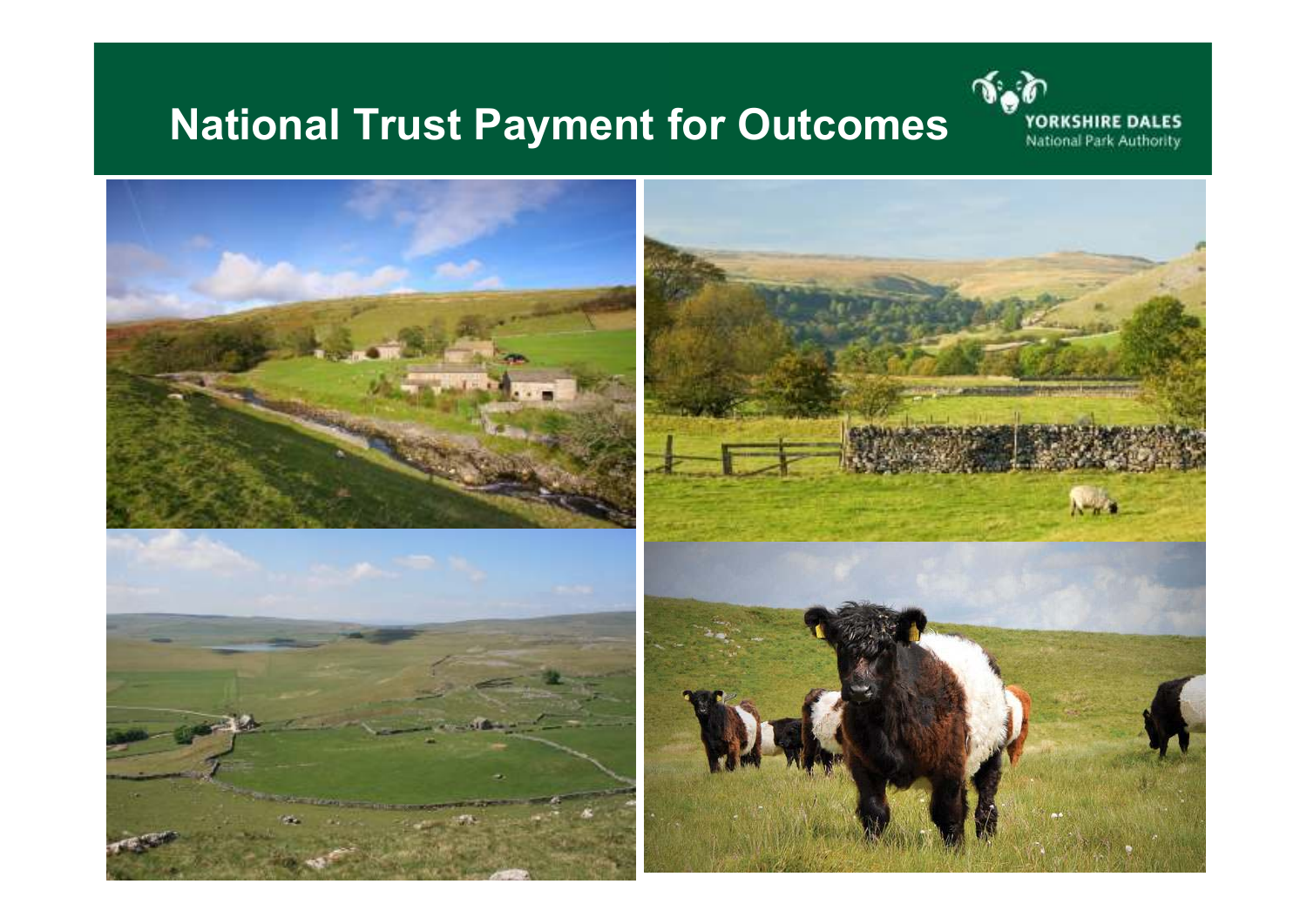# National Trust Payment for Outcomes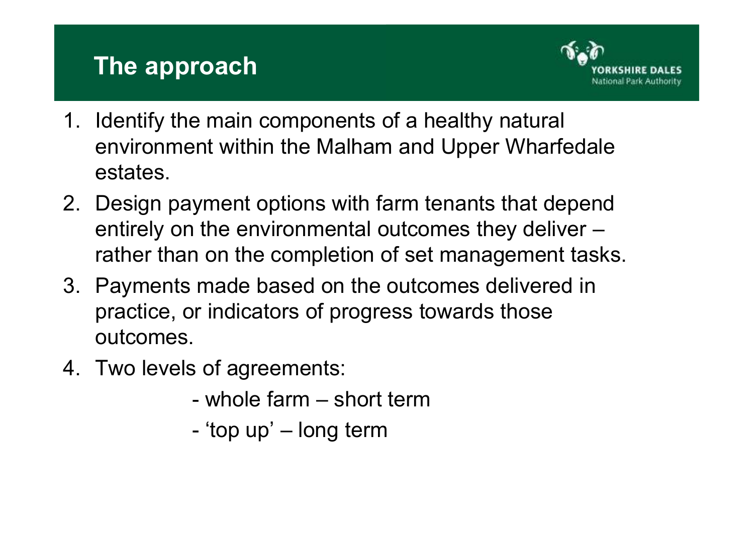# The approach

1. Identify the main components of a healthy natural environment within the Malham and Upper Wharfedale estates.
2. Design payment options with farm tenants that depend entirely on the environmental outcomes they deliver – rather than on the completion of set management tasks.
3. Payments made based on the outcomes delivered in practice, or indicators of progress towards those outcomes.
4. Two levels of agreements:
   - whole farm – short term
   - 'top up' – long term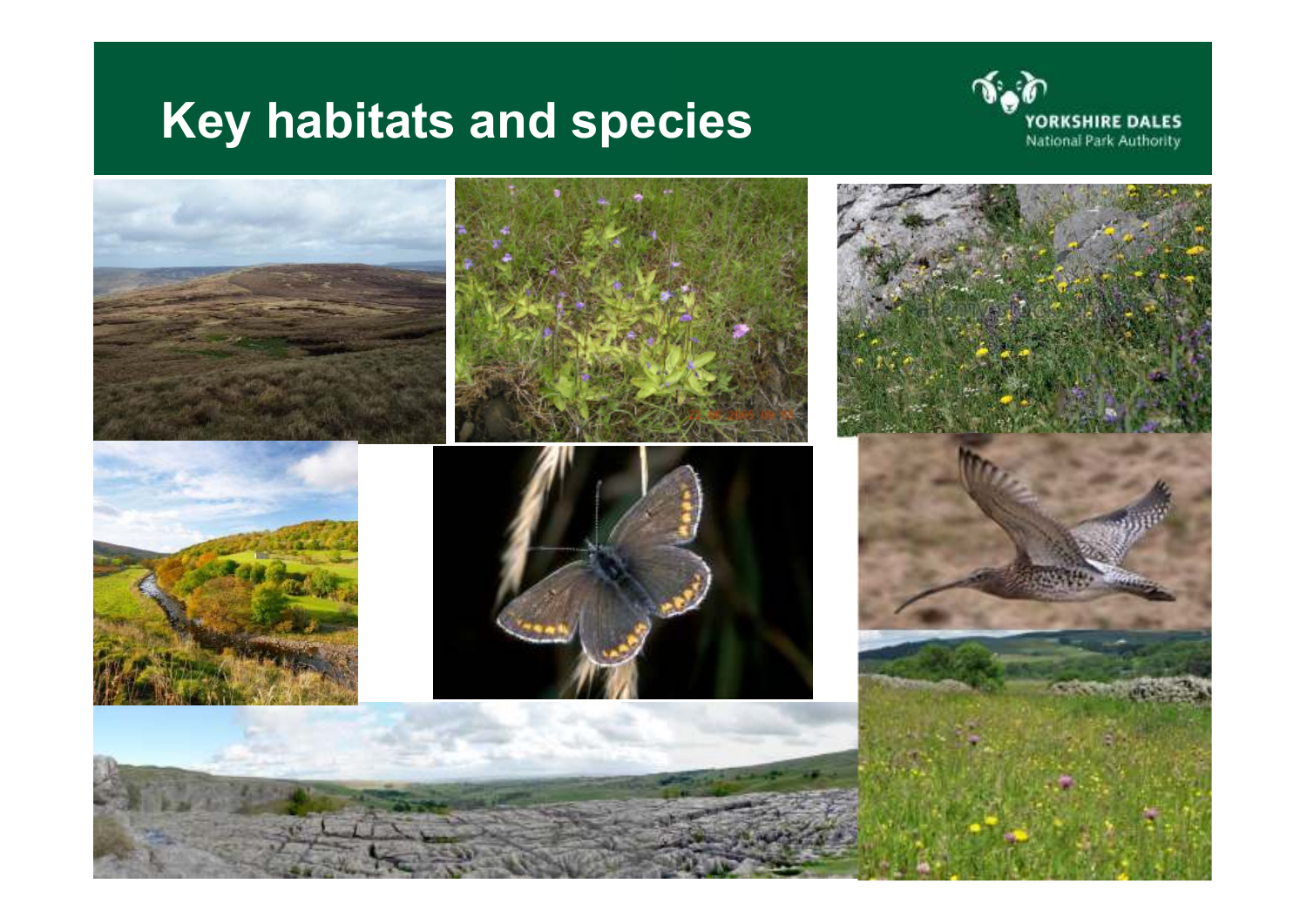# Key habitats and species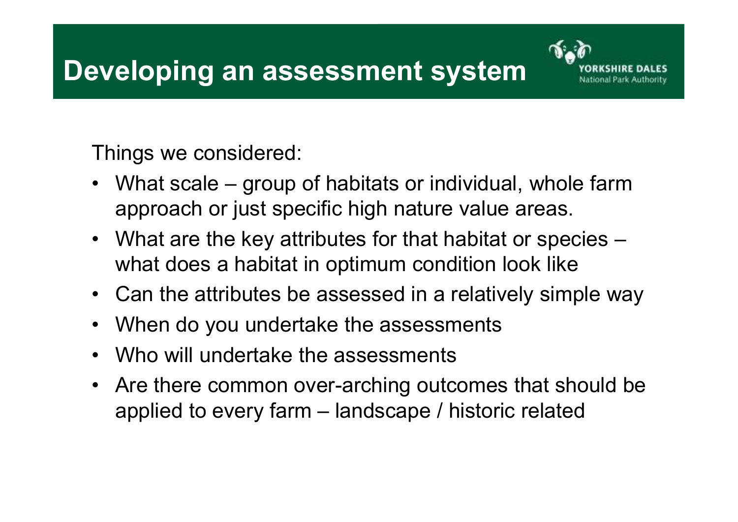# Developing an assessment system

Things we considered:

- What scale – group of habitats or individual, whole farm approach or just specific high nature value areas.
- What are the key attributes for that habitat or species – what does a habitat in optimum condition look like
- Can the attributes be assessed in a relatively simple way
- When do you undertake the assessments
- Who will undertake the assessments
- Are there common over-arching outcomes that should be applied to every farm – landscape / historic related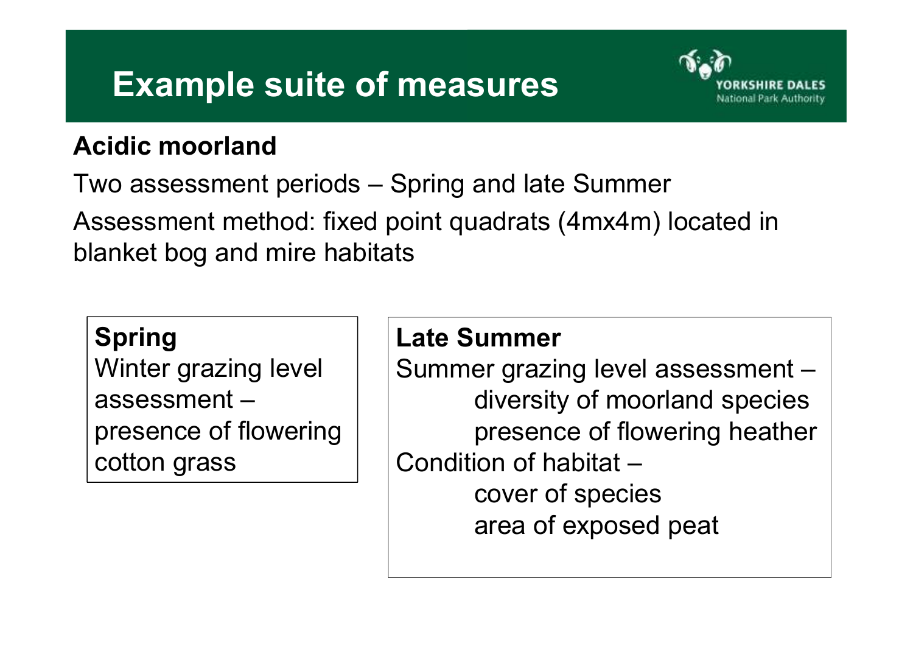# Example suite of measures

**Acidic moorland**

Two assessment periods – Spring and late Summer

Assessment method: fixed point quadrats (4mx4m) located in blanket bog and mire habitats

**Spring**

Winter grazing level assessment – presence of flowering cotton grass

**Late Summer**

Summer grazing level assessment –

- diversity of moorland species
- presence of flowering heather

Condition of habitat –

- cover of species
- area of exposed peat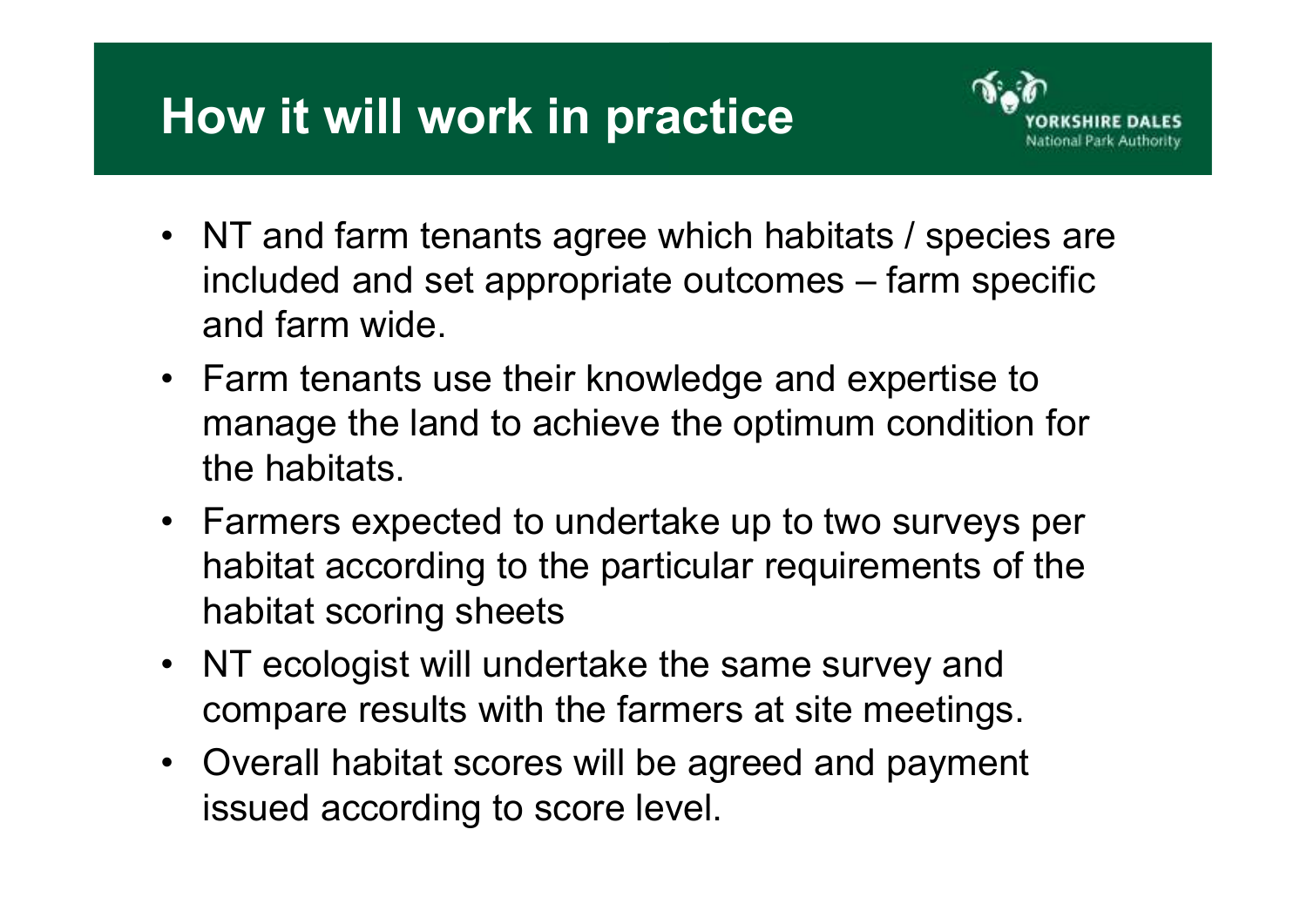# How it will work in practice

- NT and farm tenants agree which habitats / species are included and set appropriate outcomes – farm specific and farm wide.
- Farm tenants use their knowledge and expertise to manage the land to achieve the optimum condition for the habitats.
- Farmers expected to undertake up to two surveys per habitat according to the particular requirements of the habitat scoring sheets
- NT ecologist will undertake the same survey and compare results with the farmers at site meetings.
- Overall habitat scores will be agreed and payment issued according to score level.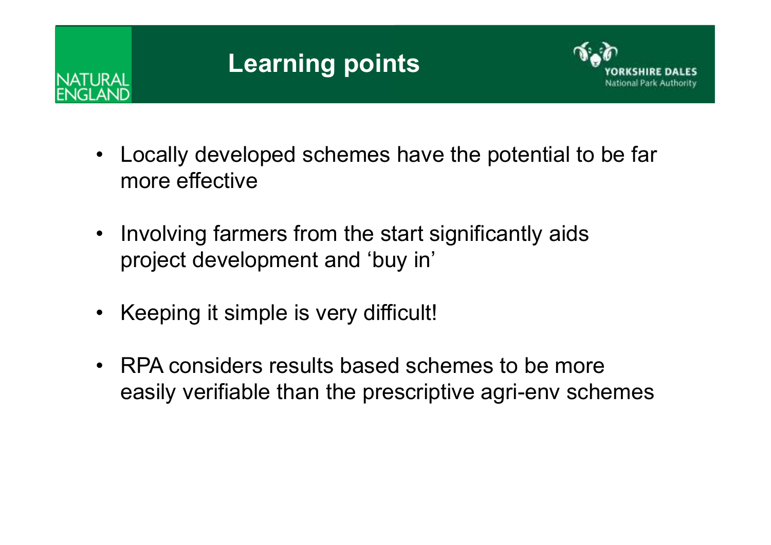# Learning points

- Locally developed schemes have the potential to be far more effective
- Involving farmers from the start significantly aids project development and 'buy in'
- Keeping it simple is very difficult!
- RPA considers results based schemes to be more easily verifiable than the prescriptive agri-env schemes